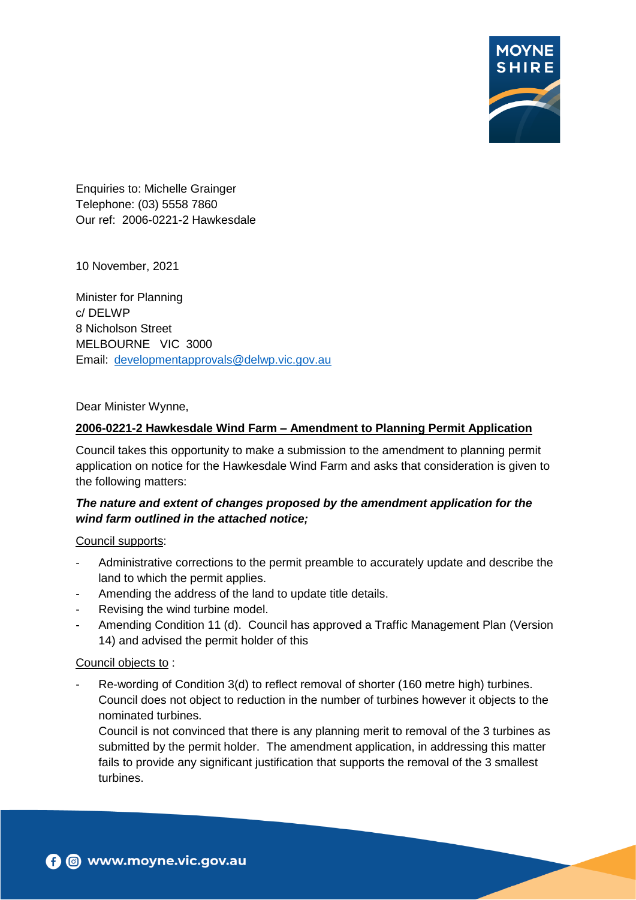Enquiries to: Michelle Grainger
Telephone: (03) 5558 7860
Our ref: 2006-0221-2 Hawkesdale

10 November, 2021

Minister for Planning
c/ DELWP
8 Nicholson Street
MELBOURNE VIC 3000
Email: developmentapprovals@delwp.vic.gov.au

Dear Minister Wynne,

**2006-0221-2 Hawkesdale Wind Farm – Amendment to Planning Permit Application**

Council takes this opportunity to make a submission to the amendment to planning permit application on notice for the Hawkesdale Wind Farm and asks that consideration is given to the following matters:

***The nature and extent of changes proposed by the amendment application for the wind farm outlined in the attached notice;***

Council supports:

- Administrative corrections to the permit preamble to accurately update and describe the land to which the permit applies.
- Amending the address of the land to update title details.
- Revising the wind turbine model.
- Amending Condition 11 (d). Council has approved a Traffic Management Plan (Version 14) and advised the permit holder of this

Council objects to :

- Re-wording of Condition 3(d) to reflect removal of shorter (160 metre high) turbines. Council does not object to reduction in the number of turbines however it objects to the nominated turbines.
  Council is not convinced that there is any planning merit to removal of the 3 turbines as submitted by the permit holder. The amendment application, in addressing this matter fails to provide any significant justification that supports the removal of the 3 smallest turbines.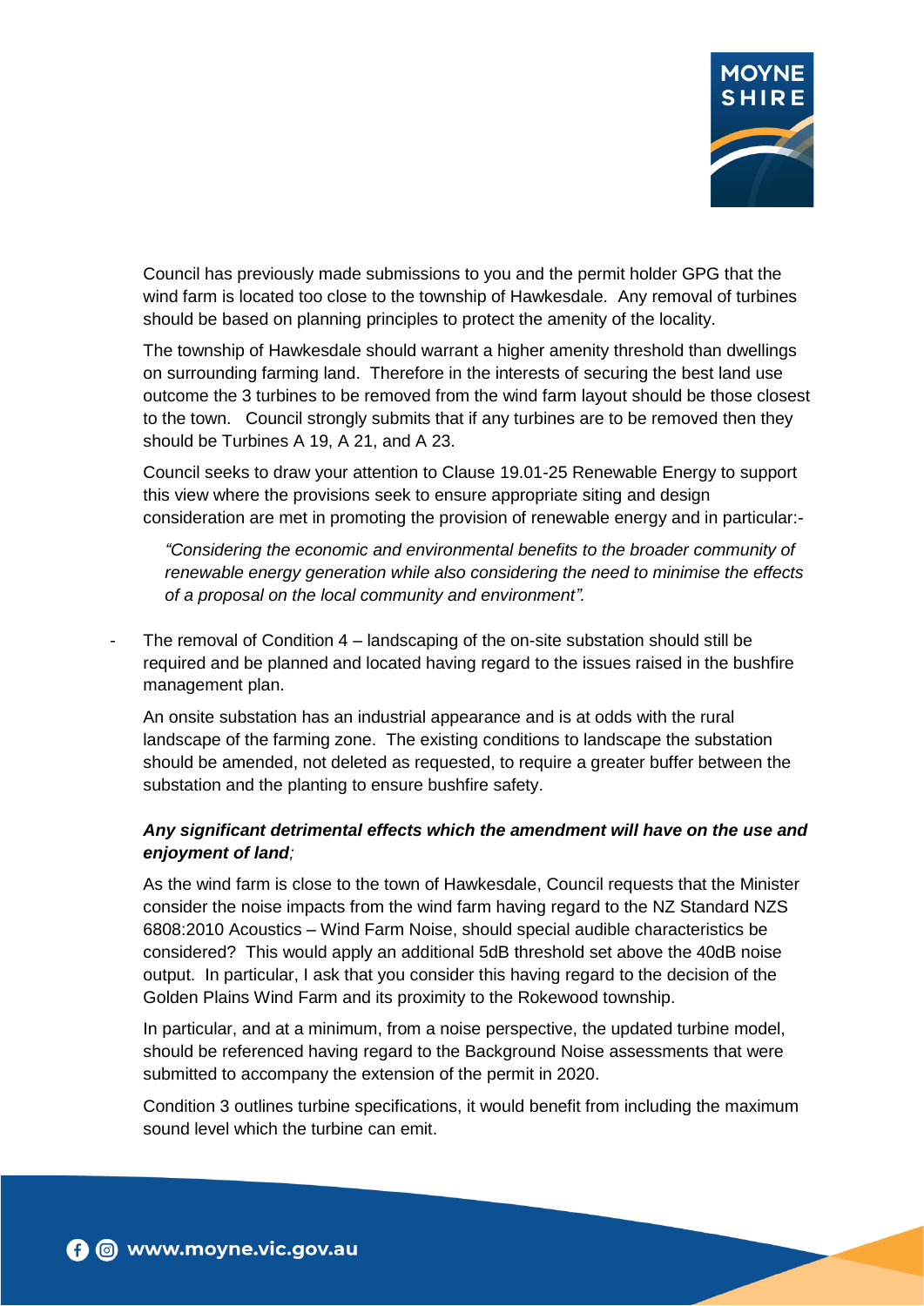Council has previously made submissions to you and the permit holder GPG that the wind farm is located too close to the township of Hawkesdale. Any removal of turbines should be based on planning principles to protect the amenity of the locality.

The township of Hawkesdale should warrant a higher amenity threshold than dwellings on surrounding farming land. Therefore in the interests of securing the best land use outcome the 3 turbines to be removed from the wind farm layout should be those closest to the town. Council strongly submits that if any turbines are to be removed then they should be Turbines A 19, A 21, and A 23.

Council seeks to draw your attention to Clause 19.01-2S Renewable Energy to support this view where the provisions seek to ensure appropriate siting and design consideration are met in promoting the provision of renewable energy and in particular:-

> *"Considering the economic and environmental benefits to the broader community of renewable energy generation while also considering the need to minimise the effects of a proposal on the local community and environment".*

- The removal of Condition 4 – landscaping of the on-site substation should still be required and be planned and located having regard to the issues raised in the bushfire management plan.

  An onsite substation has an industrial appearance and is at odds with the rural landscape of the farming zone. The existing conditions to landscape the substation should be amended, not deleted as requested, to require a greater buffer between the substation and the planting to ensure bushfire safety.

***Any significant detrimental effects which the amendment will have on the use and enjoyment of land****;*

As the wind farm is close to the town of Hawkesdale, Council requests that the Minister consider the noise impacts from the wind farm having regard to the NZ Standard NZS 6808:2010 Acoustics – Wind Farm Noise, should special audible characteristics be considered? This would apply an additional 5dB threshold set above the 40dB noise output. In particular, I ask that you consider this having regard to the decision of the Golden Plains Wind Farm and its proximity to the Rokewood township.

In particular, and at a minimum, from a noise perspective, the updated turbine model, should be referenced having regard to the Background Noise assessments that were submitted to accompany the extension of the permit in 2020.

Condition 3 outlines turbine specifications, it would benefit from including the maximum sound level which the turbine can emit.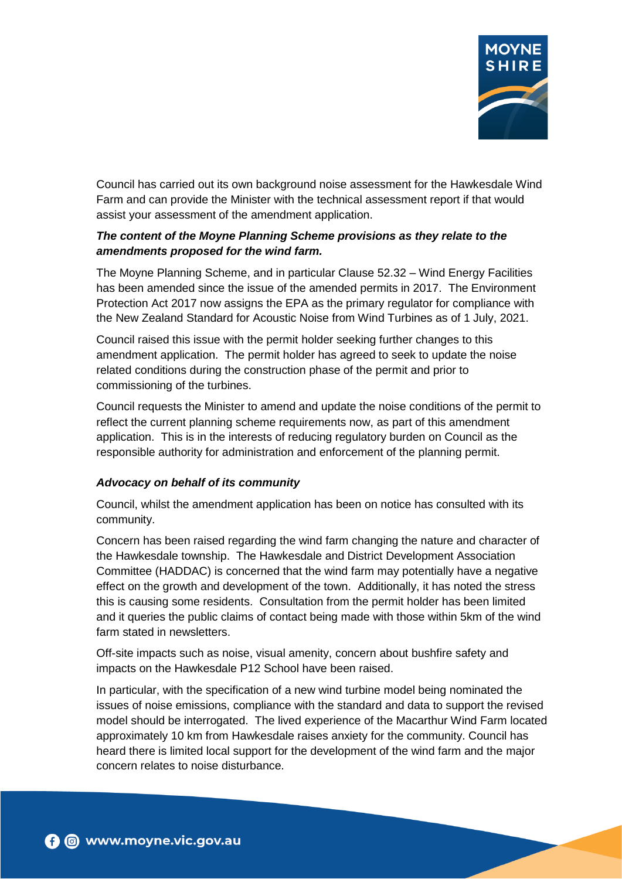Council has carried out its own background noise assessment for the Hawkesdale Wind Farm and can provide the Minister with the technical assessment report if that would assist your assessment of the amendment application.

***The content of the Moyne Planning Scheme provisions as they relate to the amendments proposed for the wind farm.***

The Moyne Planning Scheme, and in particular Clause 52.32 – Wind Energy Facilities has been amended since the issue of the amended permits in 2017. The Environment Protection Act 2017 now assigns the EPA as the primary regulator for compliance with the New Zealand Standard for Acoustic Noise from Wind Turbines as of 1 July, 2021.

Council raised this issue with the permit holder seeking further changes to this amendment application. The permit holder has agreed to seek to update the noise related conditions during the construction phase of the permit and prior to commissioning of the turbines.

Council requests the Minister to amend and update the noise conditions of the permit to reflect the current planning scheme requirements now, as part of this amendment application. This is in the interests of reducing regulatory burden on Council as the responsible authority for administration and enforcement of the planning permit.

***Advocacy on behalf of its community***

Council, whilst the amendment application has been on notice has consulted with its community.

Concern has been raised regarding the wind farm changing the nature and character of the Hawkesdale township. The Hawkesdale and District Development Association Committee (HADDAC) is concerned that the wind farm may potentially have a negative effect on the growth and development of the town. Additionally, it has noted the stress this is causing some residents. Consultation from the permit holder has been limited and it queries the public claims of contact being made with those within 5km of the wind farm stated in newsletters.

Off-site impacts such as noise, visual amenity, concern about bushfire safety and impacts on the Hawkesdale P12 School have been raised.

In particular, with the specification of a new wind turbine model being nominated the issues of noise emissions, compliance with the standard and data to support the revised model should be interrogated. The lived experience of the Macarthur Wind Farm located approximately 10 km from Hawkesdale raises anxiety for the community. Council has heard there is limited local support for the development of the wind farm and the major concern relates to noise disturbance.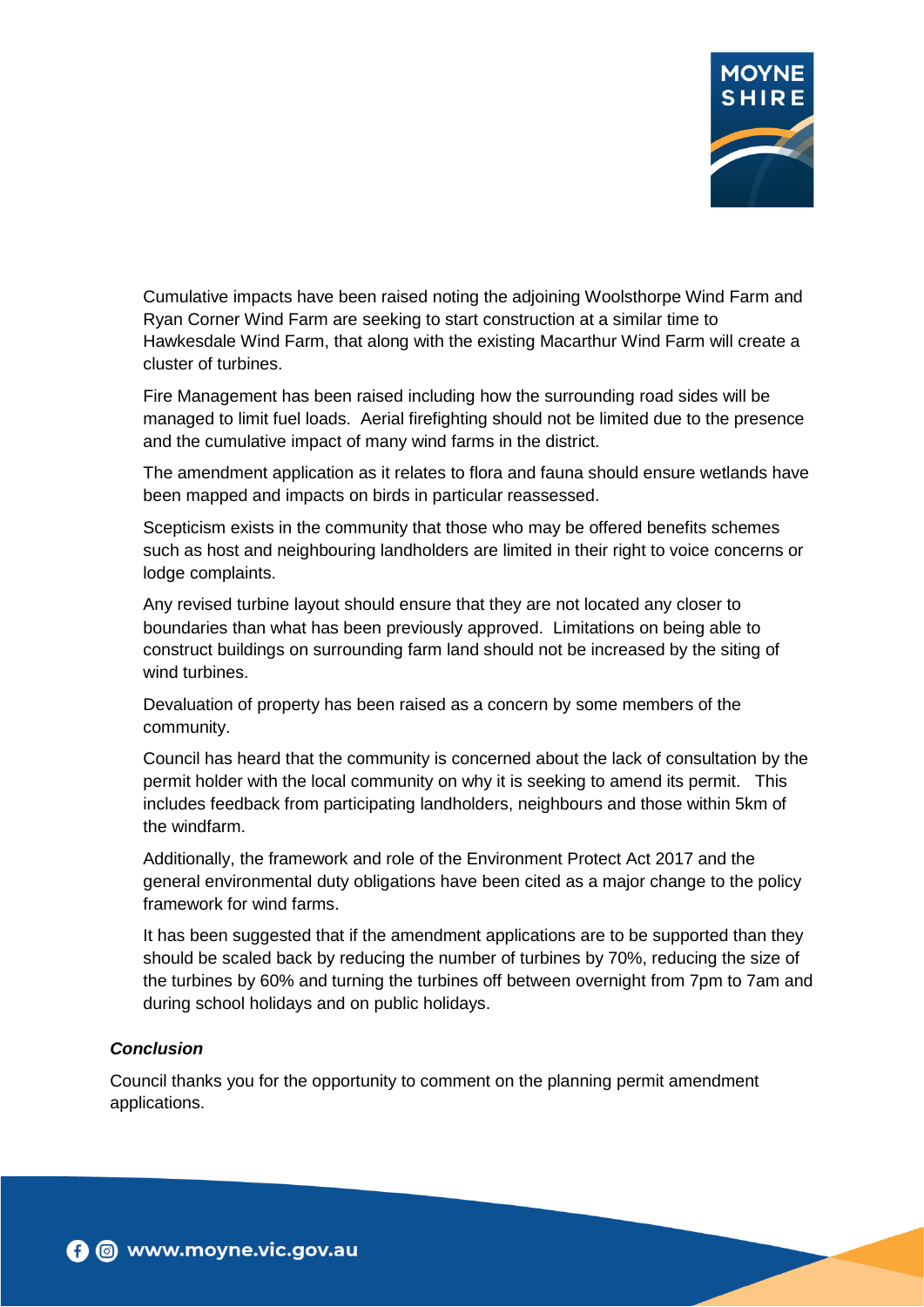Cumulative impacts have been raised noting the adjoining Woolsthorpe Wind Farm and Ryan Corner Wind Farm are seeking to start construction at a similar time to Hawkesdale Wind Farm, that along with the existing Macarthur Wind Farm will create a cluster of turbines.

Fire Management has been raised including how the surrounding road sides will be managed to limit fuel loads. Aerial firefighting should not be limited due to the presence and the cumulative impact of many wind farms in the district.

The amendment application as it relates to flora and fauna should ensure wetlands have been mapped and impacts on birds in particular reassessed.

Scepticism exists in the community that those who may be offered benefits schemes such as host and neighbouring landholders are limited in their right to voice concerns or lodge complaints.

Any revised turbine layout should ensure that they are not located any closer to boundaries than what has been previously approved. Limitations on being able to construct buildings on surrounding farm land should not be increased by the siting of wind turbines.

Devaluation of property has been raised as a concern by some members of the community.

Council has heard that the community is concerned about the lack of consultation by the permit holder with the local community on why it is seeking to amend its permit. This includes feedback from participating landholders, neighbours and those within 5km of the windfarm.

Additionally, the framework and role of the Environment Protect Act 2017 and the general environmental duty obligations have been cited as a major change to the policy framework for wind farms.

It has been suggested that if the amendment applications are to be supported than they should be scaled back by reducing the number of turbines by 70%, reducing the size of the turbines by 60% and turning the turbines off between overnight from 7pm to 7am and during school holidays and on public holidays.

***Conclusion***

Council thanks you for the opportunity to comment on the planning permit amendment applications.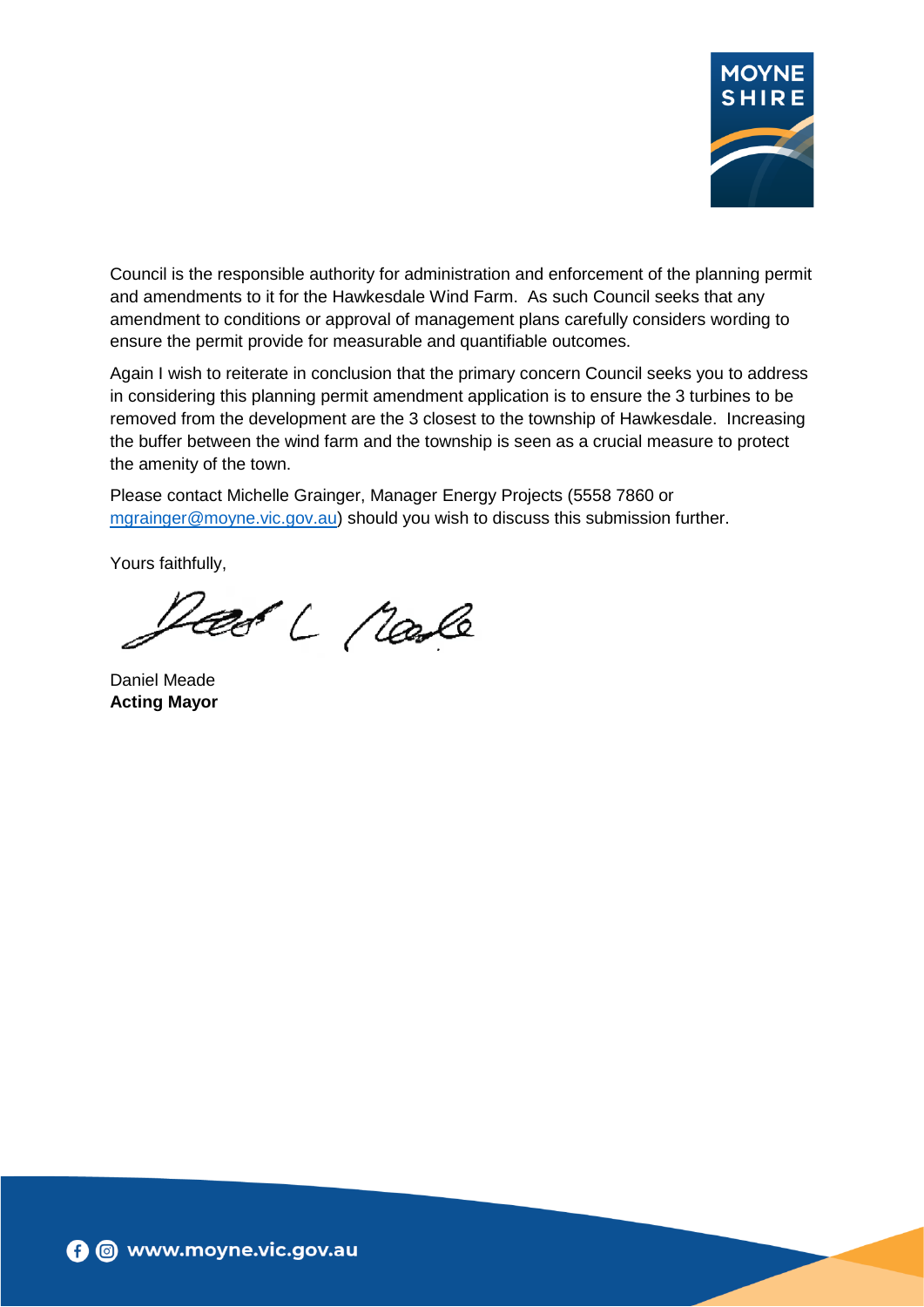Council is the responsible authority for administration and enforcement of the planning permit and amendments to it for the Hawkesdale Wind Farm. As such Council seeks that any amendment to conditions or approval of management plans carefully considers wording to ensure the permit provide for measurable and quantifiable outcomes.

Again I wish to reiterate in conclusion that the primary concern Council seeks you to address in considering this planning permit amendment application is to ensure the 3 turbines to be removed from the development are the 3 closest to the township of Hawkesdale. Increasing the buffer between the wind farm and the township is seen as a crucial measure to protect the amenity of the town.

Please contact Michelle Grainger, Manager Energy Projects (5558 7860 or mgrainger@moyne.vic.gov.au) should you wish to discuss this submission further.

Yours faithfully,

Daniel Meade
**Acting Mayor**